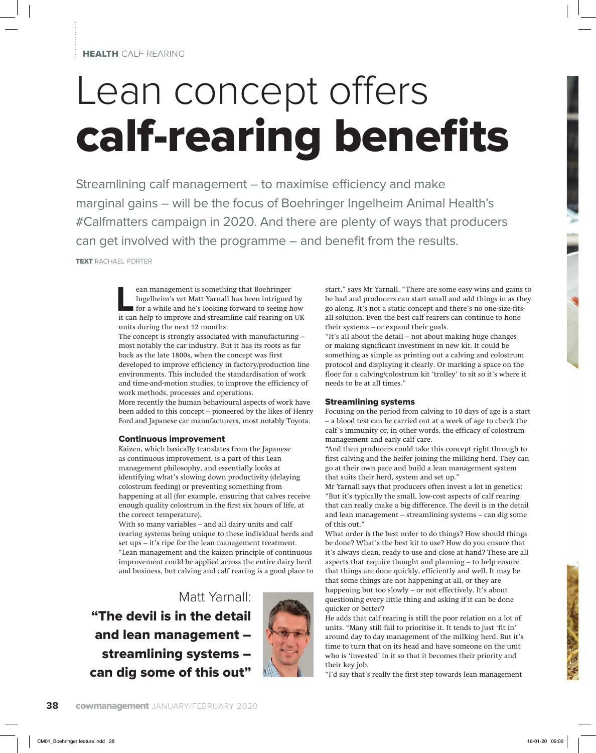HEALTH CALF REARING

# Lean concept offers **calf-rearing benefits**

Streamlining calf management – to maximise efficiency and make marginal gains – will be the focus of Boehringer Ingelheim Animal Health's #Calfmatters campaign in 2020. And there are plenty of ways that producers can get involved with the programme – and benefit from the results.

**TEXT** RACHAEL PORTER

Lean management is something that Boehringer Ingelheim's vet Matt Yarnall has been intrigued by for a while and he's looking forward to seeing how it can help to improve and streamline calf rearing on UK units during the next 12 months.

The concept is strongly associated with manufacturing – most notably the car industry. But it has its roots as far back as the late 1800s, when the concept was first developed to improve efficiency in factory/production line environments. This included the standardisation of work and time-and-motion studies, to improve the efficiency of work methods, processes and operations.

More recently the human behavioural aspects of work have been added to this concept – pioneered by the likes of Henry Ford and Japanese car manufacturers, most notably Toyota.

### Continuous improvement

Kaizen, which basically translates from the Japanese as continuous improvement, is a part of this Lean management philosophy, and essentially looks at identifying what's slowing down productivity (delaying colostrum feeding) or preventing something from happening at all (for example, ensuring that calves receive enough quality colostrum in the first six hours of life, at the correct temperature).

With so many variables – and all dairy units and calf rearing systems being unique to these individual herds and set ups – it's ripe for the lean management treatment.

"Lean management and the kaizen principle of continuous improvement could be applied across the entire dairy herd and business, but calving and calf rearing is a good place to start," says Mr Yarnall. "There are some easy wins and gains to be had and producers can start small and add things in as they go along. It's not a static concept and there's no one-size-fits-all solution. Even the best calf rearers can continue to hone their systems – or expand their goals.

"It's all about the detail – not about making huge changes or making significant investment in new kit. It could be something as simple as printing out a calving and colostrum protocol and displaying it clearly. Or marking a space on the floor for a calving/colostrum kit 'trolley' to sit so it's where it needs to be at all times."

> Matt Yarnall:
> **"The devil is in the detail and lean management – streamlining systems – can dig some of this out"**

### Streamlining systems

Focusing on the period from calving to 10 days of age is a start – a blood test can be carried out at a week of age to check the calf's immunity or, in other words, the efficacy of colostrum management and early calf care.

"And then producers could take this concept right through to first calving and the heifer joining the milking herd. They can go at their own pace and build a lean management system that suits their herd, system and set up."

Mr Yarnall says that producers often invest a lot in genetics: "But it's typically the small, low-cost aspects of calf rearing that can really make a big difference. The devil is in the detail and lean management – streamlining systems – can dig some of this out."

What order is the best order to do things? How should things be done? What's the best kit to use? How do you ensure that it's always clean, ready to use and close at hand? These are all aspects that require thought and planning – to help ensure that things are done quickly, efficiently and well. It may be that some things are not happening at all, or they are happening but too slowly – or not effectively. It's about questioning every little thing and asking if it can be done quicker or better?

He adds that calf rearing is still the poor relation on a lot of units. "Many still fail to prioritise it. It tends to just 'fit in' around day to day management of the milking herd. But it's time to turn that on its head and have someone on the unit who is 'invested' in it so that it becomes their priority and their key job.

"I'd say that's really the first step towards lean management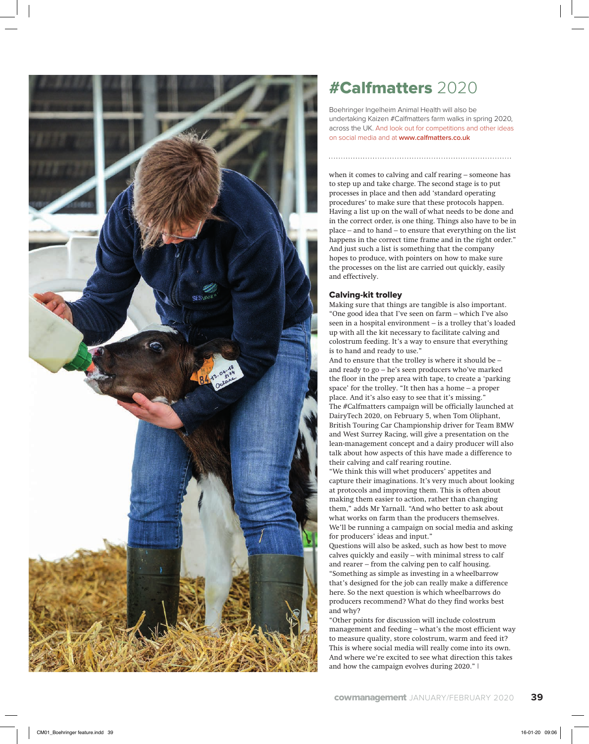## #Calfmatters 2020

Boehringer Ingelheim Animal Health will also be undertaking Kaizen #Calfmatters farm walks in spring 2020, across the UK. And look out for competitions and other ideas on social media and at **www.calfmatters.co.uk**

when it comes to calving and calf rearing – someone has to step up and take charge. The second stage is to put processes in place and then add 'standard operating procedures' to make sure that these protocols happen. Having a list up on the wall of what needs to be done and in the correct order, is one thing. Things also have to be in place – and to hand – to ensure that everything on the list happens in the correct time frame and in the right order." And just such a list is something that the company hopes to produce, with pointers on how to make sure the processes on the list are carried out quickly, easily and effectively.

### Calving-kit trolley

Making sure that things are tangible is also important. "One good idea that I've seen on farm – which I've also seen in a hospital environment – is a trolley that's loaded up with all the kit necessary to facilitate calving and colostrum feeding. It's a way to ensure that everything is to hand and ready to use."

And to ensure that the trolley is where it should be – and ready to go – he's seen producers who've marked the floor in the prep area with tape, to create a 'parking space' for the trolley. "It then has a home – a proper place. And it's also easy to see that it's missing."

The #Calfmatters campaign will be officially launched at DairyTech 2020, on February 5, when Tom Oliphant, British Touring Car Championship driver for Team BMW and West Surrey Racing, will give a presentation on the lean-management concept and a dairy producer will also talk about how aspects of this have made a difference to their calving and calf rearing routine.

"We think this will whet producers' appetites and capture their imaginations. It's very much about looking at protocols and improving them. This is often about making them easier to action, rather than changing them," adds Mr Yarnall. "And who better to ask about what works on farm than the producers themselves. We'll be running a campaign on social media and asking for producers' ideas and input."

Questions will also be asked, such as how best to move calves quickly and easily – with minimal stress to calf and rearer – from the calving pen to calf housing. "Something as simple as investing in a wheelbarrow that's designed for the job can really make a difference here. So the next question is which wheelbarrows do producers recommend? What do they find works best and why?

"Other points for discussion will include colostrum management and feeding – what's the most efficient way to measure quality, store colostrum, warm and feed it? This is where social media will really come into its own. And where we're excited to see what direction this takes and how the campaign evolves during 2020." |